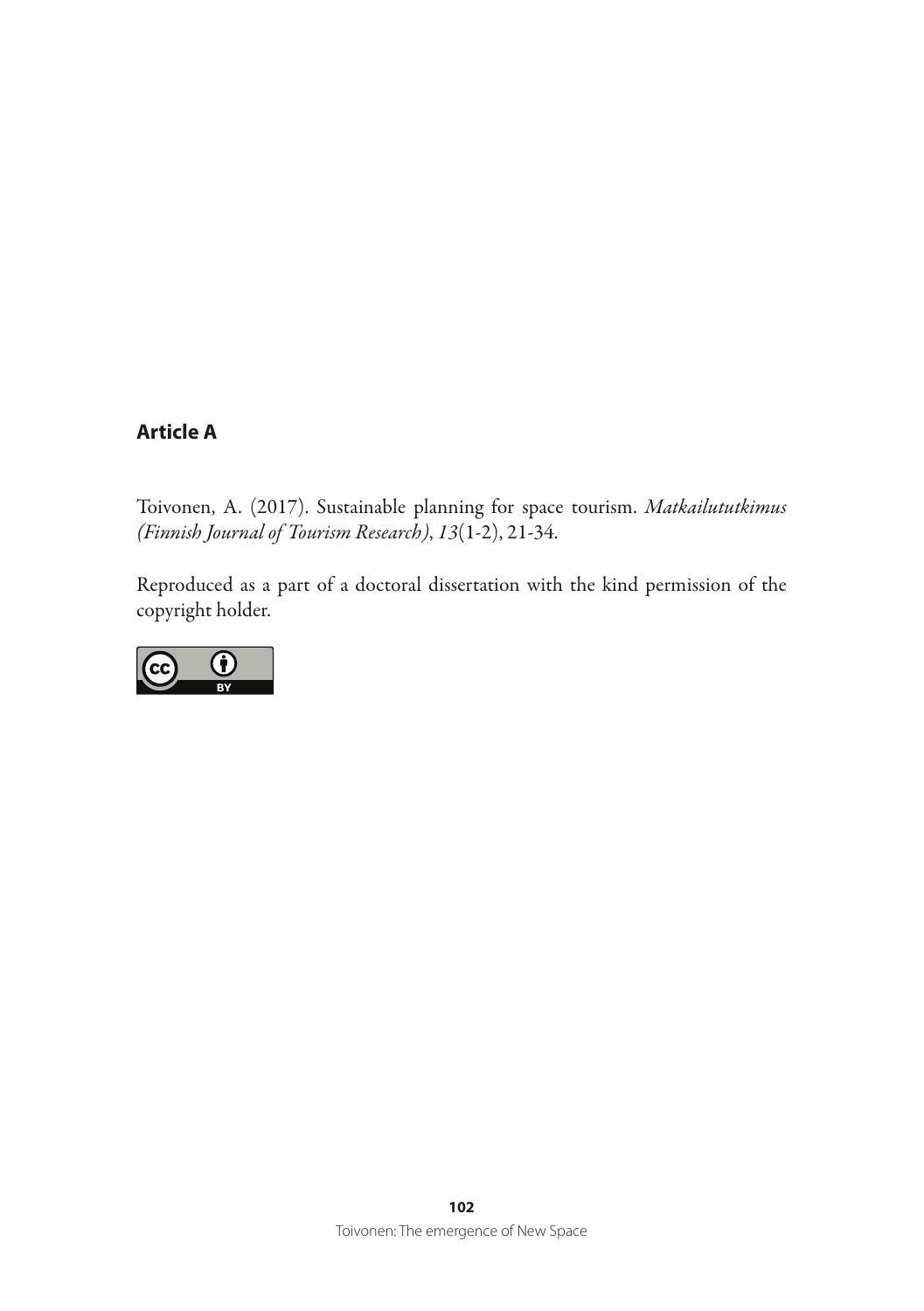## Article A

Toivonen, A. (2017). Sustainable planning for space tourism. *Matkailututkimus (Finnish Journal of Tourism Research)*, *13*(1-2), 21-34.

Reproduced as a part of a doctoral dissertation with the kind permission of the copyright holder.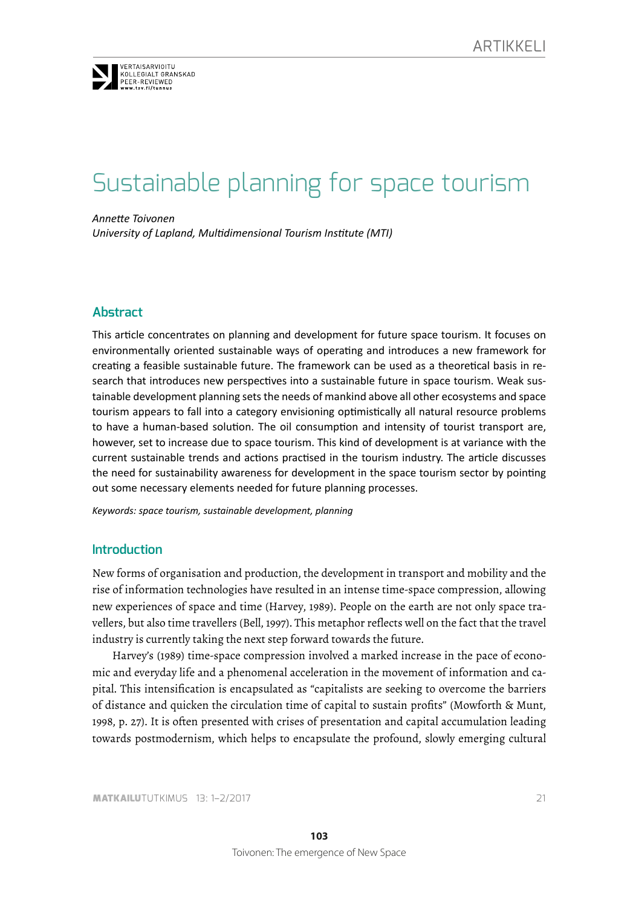# Sustainable planning for space tourism

*Annette Toivonen*
*University of Lapland, Multidimensional Tourism Institute (MTI)*

## Abstract

This article concentrates on planning and development for future space tourism. It focuses on environmentally oriented sustainable ways of operating and introduces a new framework for creating a feasible sustainable future. The framework can be used as a theoretical basis in research that introduces new perspectives into a sustainable future in space tourism. Weak sustainable development planning sets the needs of mankind above all other ecosystems and space tourism appears to fall into a category envisioning optimistically all natural resource problems to have a human-based solution. The oil consumption and intensity of tourist transport are, however, set to increase due to space tourism. This kind of development is at variance with the current sustainable trends and actions practised in the tourism industry. The article discusses the need for sustainability awareness for development in the space tourism sector by pointing out some necessary elements needed for future planning processes.

*Keywords: space tourism, sustainable development, planning*

## Introduction

New forms of organisation and production, the development in transport and mobility and the rise of information technologies have resulted in an intense time-space compression, allowing new experiences of space and time (Harvey, 1989). People on the earth are not only space travellers, but also time travellers (Bell, 1997). This metaphor reflects well on the fact that the travel industry is currently taking the next step forward towards the future.

Harvey's (1989) time-space compression involved a marked increase in the pace of economic and everyday life and a phenomenal acceleration in the movement of information and capital. This intensification is encapsulated as "capitalists are seeking to overcome the barriers of distance and quicken the circulation time of capital to sustain profits" (Mowforth & Munt, 1998, p. 27). It is often presented with crises of presentation and capital accumulation leading towards postmodernism, which helps to encapsulate the profound, slowly emerging cultural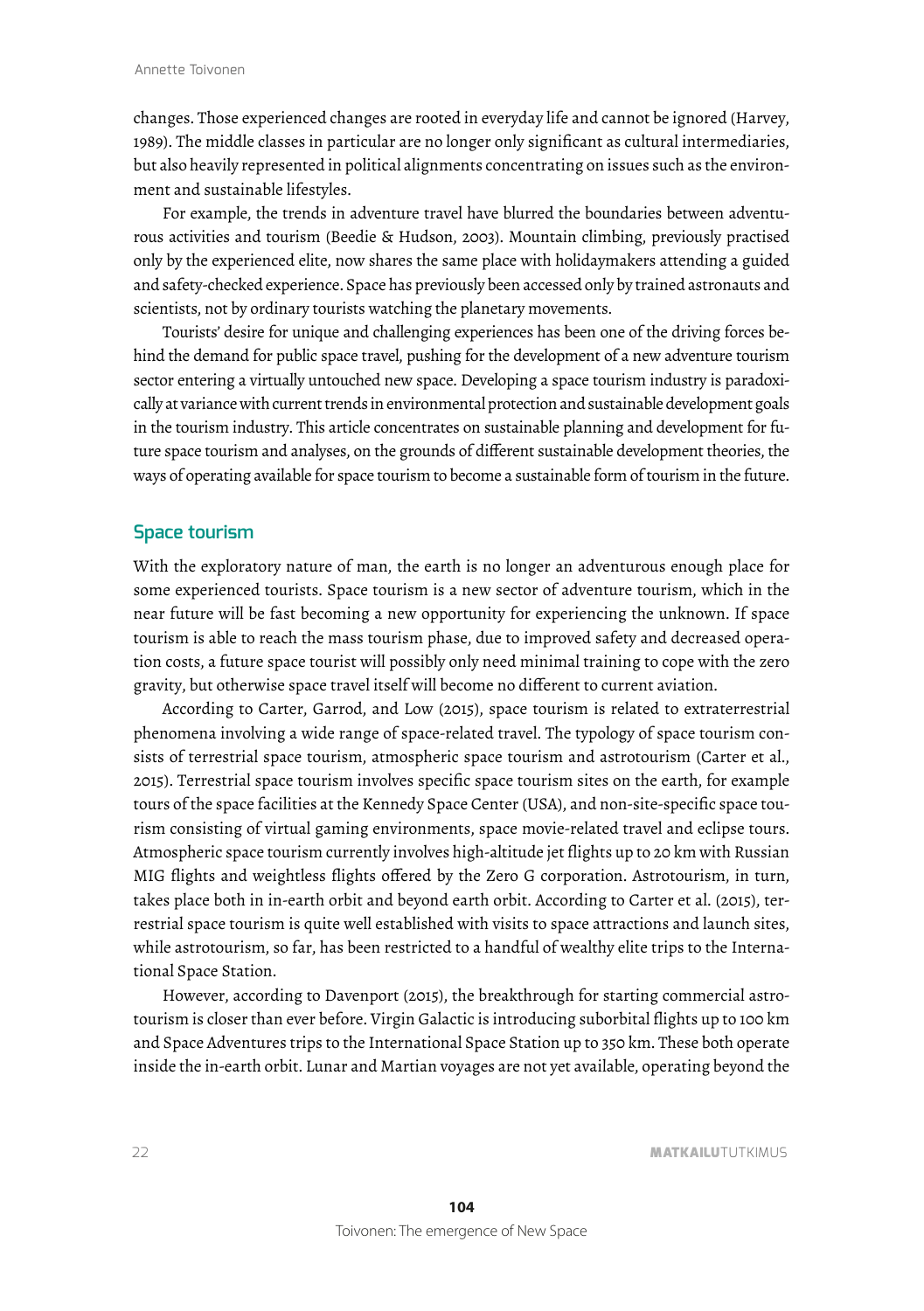changes. Those experienced changes are rooted in everyday life and cannot be ignored (Harvey, 1989). The middle classes in particular are no longer only significant as cultural intermediaries, but also heavily represented in political alignments concentrating on issues such as the environment and sustainable lifestyles.

For example, the trends in adventure travel have blurred the boundaries between adventurous activities and tourism (Beedie & Hudson, 2003). Mountain climbing, previously practised only by the experienced elite, now shares the same place with holidaymakers attending a guided and safety-checked experience. Space has previously been accessed only by trained astronauts and scientists, not by ordinary tourists watching the planetary movements.

Tourists' desire for unique and challenging experiences has been one of the driving forces behind the demand for public space travel, pushing for the development of a new adventure tourism sector entering a virtually untouched new space. Developing a space tourism industry is paradoxically at variance with current trends in environmental protection and sustainable development goals in the tourism industry. This article concentrates on sustainable planning and development for future space tourism and analyses, on the grounds of different sustainable development theories, the ways of operating available for space tourism to become a sustainable form of tourism in the future.

## Space tourism

With the exploratory nature of man, the earth is no longer an adventurous enough place for some experienced tourists. Space tourism is a new sector of adventure tourism, which in the near future will be fast becoming a new opportunity for experiencing the unknown. If space tourism is able to reach the mass tourism phase, due to improved safety and decreased operation costs, a future space tourist will possibly only need minimal training to cope with the zero gravity, but otherwise space travel itself will become no different to current aviation.

According to Carter, Garrod, and Low (2015), space tourism is related to extraterrestrial phenomena involving a wide range of space-related travel. The typology of space tourism consists of terrestrial space tourism, atmospheric space tourism and astrotourism (Carter et al., 2015). Terrestrial space tourism involves specific space tourism sites on the earth, for example tours of the space facilities at the Kennedy Space Center (USA), and non-site-specific space tourism consisting of virtual gaming environments, space movie-related travel and eclipse tours. Atmospheric space tourism currently involves high-altitude jet flights up to 20 km with Russian MIG flights and weightless flights offered by the Zero G corporation. Astrotourism, in turn, takes place both in in-earth orbit and beyond earth orbit. According to Carter et al. (2015), terrestrial space tourism is quite well established with visits to space attractions and launch sites, while astrotourism, so far, has been restricted to a handful of wealthy elite trips to the International Space Station.

However, according to Davenport (2015), the breakthrough for starting commercial astrotourism is closer than ever before. Virgin Galactic is introducing suborbital flights up to 100 km and Space Adventures trips to the International Space Station up to 350 km. These both operate inside the in-earth orbit. Lunar and Martian voyages are not yet available, operating beyond the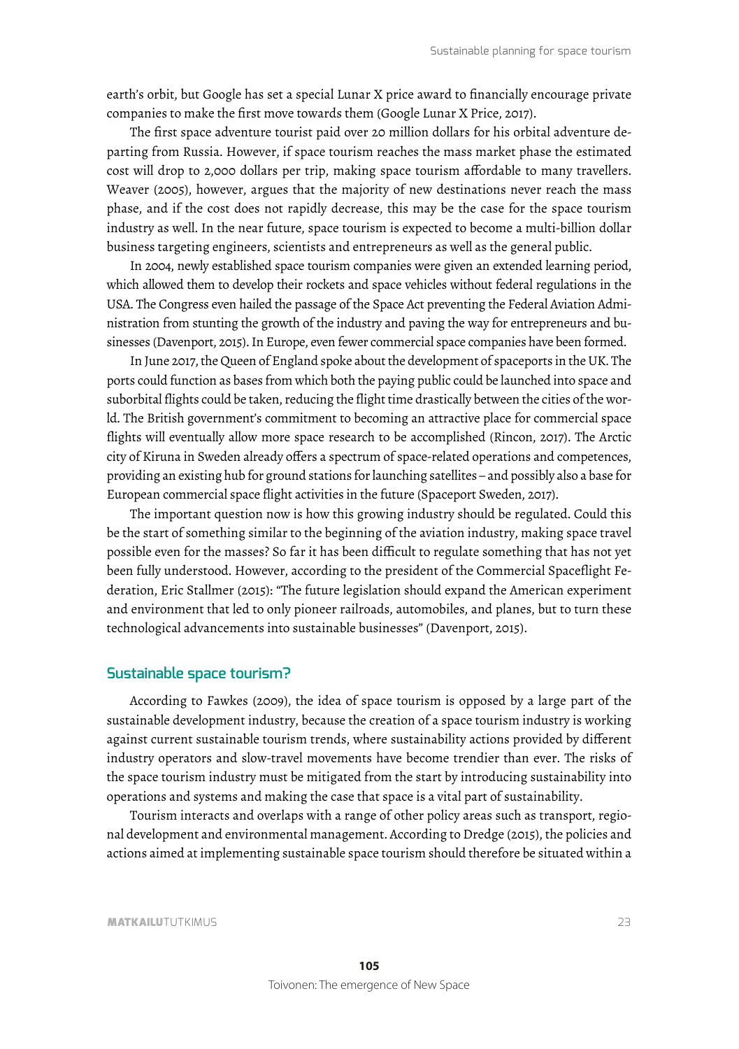earth's orbit, but Google has set a special Lunar X price award to financially encourage private companies to make the first move towards them (Google Lunar X Price, 2017).

The first space adventure tourist paid over 20 million dollars for his orbital adventure departing from Russia. However, if space tourism reaches the mass market phase the estimated cost will drop to 2,000 dollars per trip, making space tourism affordable to many travellers. Weaver (2005), however, argues that the majority of new destinations never reach the mass phase, and if the cost does not rapidly decrease, this may be the case for the space tourism industry as well. In the near future, space tourism is expected to become a multi-billion dollar business targeting engineers, scientists and entrepreneurs as well as the general public.

In 2004, newly established space tourism companies were given an extended learning period, which allowed them to develop their rockets and space vehicles without federal regulations in the USA. The Congress even hailed the passage of the Space Act preventing the Federal Aviation Administration from stunting the growth of the industry and paving the way for entrepreneurs and businesses (Davenport, 2015). In Europe, even fewer commercial space companies have been formed.

In June 2017, the Queen of England spoke about the development of spaceports in the UK. The ports could function as bases from which both the paying public could be launched into space and suborbital flights could be taken, reducing the flight time drastically between the cities of the world. The British government's commitment to becoming an attractive place for commercial space flights will eventually allow more space research to be accomplished (Rincon, 2017). The Arctic city of Kiruna in Sweden already offers a spectrum of space-related operations and competences, providing an existing hub for ground stations for launching satellites – and possibly also a base for European commercial space flight activities in the future (Spaceport Sweden, 2017).

The important question now is how this growing industry should be regulated. Could this be the start of something similar to the beginning of the aviation industry, making space travel possible even for the masses? So far it has been difficult to regulate something that has not yet been fully understood. However, according to the president of the Commercial Spaceflight Federation, Eric Stallmer (2015): "The future legislation should expand the American experiment and environment that led to only pioneer railroads, automobiles, and planes, but to turn these technological advancements into sustainable businesses" (Davenport, 2015).

## Sustainable space tourism?

According to Fawkes (2009), the idea of space tourism is opposed by a large part of the sustainable development industry, because the creation of a space tourism industry is working against current sustainable tourism trends, where sustainability actions provided by different industry operators and slow-travel movements have become trendier than ever. The risks of the space tourism industry must be mitigated from the start by introducing sustainability into operations and systems and making the case that space is a vital part of sustainability.

Tourism interacts and overlaps with a range of other policy areas such as transport, regional development and environmental management. According to Dredge (2015), the policies and actions aimed at implementing sustainable space tourism should therefore be situated within a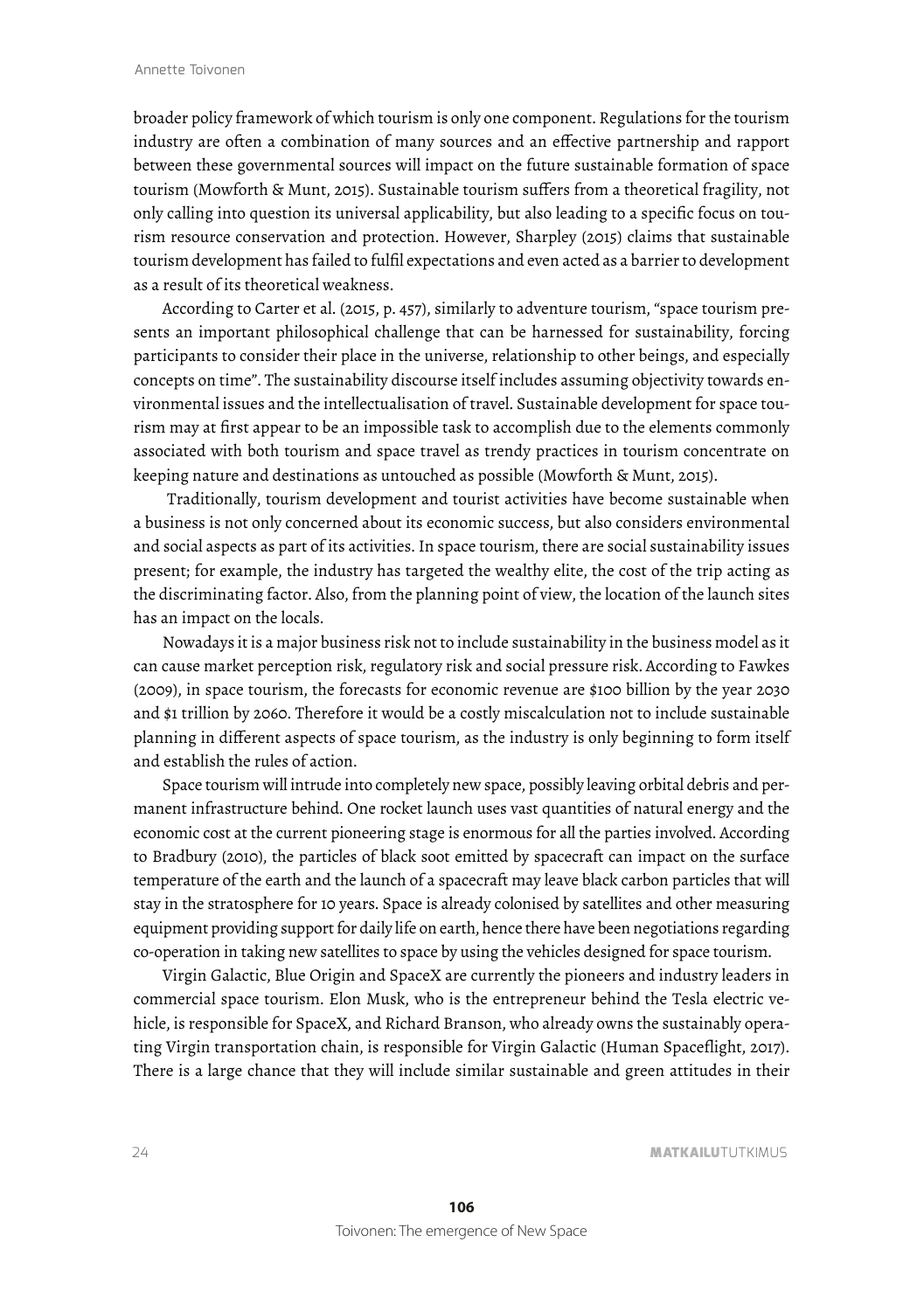broader policy framework of which tourism is only one component. Regulations for the tourism industry are often a combination of many sources and an effective partnership and rapport between these governmental sources will impact on the future sustainable formation of space tourism (Mowforth & Munt, 2015). Sustainable tourism suffers from a theoretical fragility, not only calling into question its universal applicability, but also leading to a specific focus on tourism resource conservation and protection. However, Sharpley (2015) claims that sustainable tourism development has failed to fulfil expectations and even acted as a barrier to development as a result of its theoretical weakness.

According to Carter et al. (2015, p. 457), similarly to adventure tourism, "space tourism presents an important philosophical challenge that can be harnessed for sustainability, forcing participants to consider their place in the universe, relationship to other beings, and especially concepts on time". The sustainability discourse itself includes assuming objectivity towards environmental issues and the intellectualisation of travel. Sustainable development for space tourism may at first appear to be an impossible task to accomplish due to the elements commonly associated with both tourism and space travel as trendy practices in tourism concentrate on keeping nature and destinations as untouched as possible (Mowforth & Munt, 2015).

Traditionally, tourism development and tourist activities have become sustainable when a business is not only concerned about its economic success, but also considers environmental and social aspects as part of its activities. In space tourism, there are social sustainability issues present; for example, the industry has targeted the wealthy elite, the cost of the trip acting as the discriminating factor. Also, from the planning point of view, the location of the launch sites has an impact on the locals.

Nowadays it is a major business risk not to include sustainability in the business model as it can cause market perception risk, regulatory risk and social pressure risk. According to Fawkes (2009), in space tourism, the forecasts for economic revenue are $100 billion by the year 2030 and $1 trillion by 2060. Therefore it would be a costly miscalculation not to include sustainable planning in different aspects of space tourism, as the industry is only beginning to form itself and establish the rules of action.

Space tourism will intrude into completely new space, possibly leaving orbital debris and permanent infrastructure behind. One rocket launch uses vast quantities of natural energy and the economic cost at the current pioneering stage is enormous for all the parties involved. According to Bradbury (2010), the particles of black soot emitted by spacecraft can impact on the surface temperature of the earth and the launch of a spacecraft may leave black carbon particles that will stay in the stratosphere for 10 years. Space is already colonised by satellites and other measuring equipment providing support for daily life on earth, hence there have been negotiations regarding co-operation in taking new satellites to space by using the vehicles designed for space tourism.

Virgin Galactic, Blue Origin and SpaceX are currently the pioneers and industry leaders in commercial space tourism. Elon Musk, who is the entrepreneur behind the Tesla electric vehicle, is responsible for SpaceX, and Richard Branson, who already owns the sustainably operating Virgin transportation chain, is responsible for Virgin Galactic (Human Spaceflight, 2017). There is a large chance that they will include similar sustainable and green attitudes in their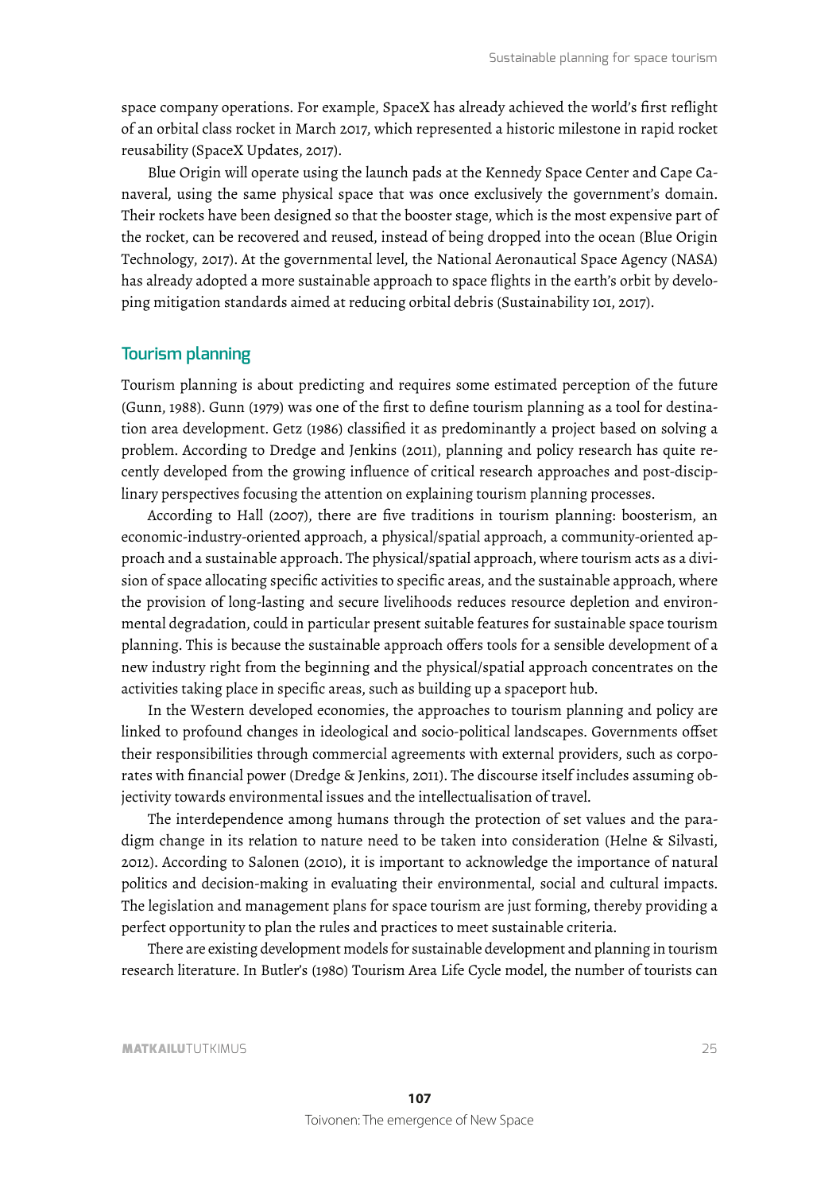space company operations. For example, SpaceX has already achieved the world's first reflight of an orbital class rocket in March 2017, which represented a historic milestone in rapid rocket reusability (SpaceX Updates, 2017).

Blue Origin will operate using the launch pads at the Kennedy Space Center and Cape Canaveral, using the same physical space that was once exclusively the government's domain. Their rockets have been designed so that the booster stage, which is the most expensive part of the rocket, can be recovered and reused, instead of being dropped into the ocean (Blue Origin Technology, 2017). At the governmental level, the National Aeronautical Space Agency (NASA) has already adopted a more sustainable approach to space flights in the earth's orbit by developing mitigation standards aimed at reducing orbital debris (Sustainability 101, 2017).

## Tourism planning

Tourism planning is about predicting and requires some estimated perception of the future (Gunn, 1988). Gunn (1979) was one of the first to define tourism planning as a tool for destination area development. Getz (1986) classified it as predominantly a project based on solving a problem. According to Dredge and Jenkins (2011), planning and policy research has quite recently developed from the growing influence of critical research approaches and post-disciplinary perspectives focusing the attention on explaining tourism planning processes.

According to Hall (2007), there are five traditions in tourism planning: boosterism, an economic-industry-oriented approach, a physical/spatial approach, a community-oriented approach and a sustainable approach. The physical/spatial approach, where tourism acts as a division of space allocating specific activities to specific areas, and the sustainable approach, where the provision of long-lasting and secure livelihoods reduces resource depletion and environmental degradation, could in particular present suitable features for sustainable space tourism planning. This is because the sustainable approach offers tools for a sensible development of a new industry right from the beginning and the physical/spatial approach concentrates on the activities taking place in specific areas, such as building up a spaceport hub.

In the Western developed economies, the approaches to tourism planning and policy are linked to profound changes in ideological and socio-political landscapes. Governments offset their responsibilities through commercial agreements with external providers, such as corporates with financial power (Dredge & Jenkins, 2011). The discourse itself includes assuming objectivity towards environmental issues and the intellectualisation of travel.

The interdependence among humans through the protection of set values and the paradigm change in its relation to nature need to be taken into consideration (Helne & Silvasti, 2012). According to Salonen (2010), it is important to acknowledge the importance of natural politics and decision-making in evaluating their environmental, social and cultural impacts. The legislation and management plans for space tourism are just forming, thereby providing a perfect opportunity to plan the rules and practices to meet sustainable criteria.

There are existing development models for sustainable development and planning in tourism research literature. In Butler's (1980) Tourism Area Life Cycle model, the number of tourists can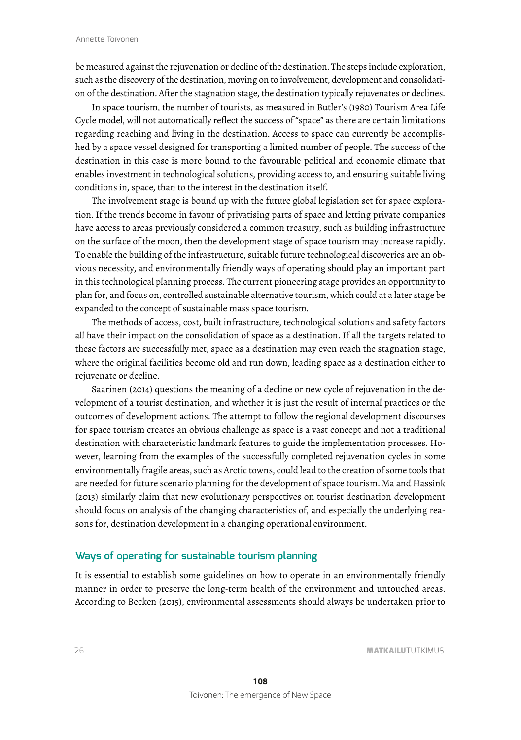be measured against the rejuvenation or decline of the destination. The steps include exploration, such as the discovery of the destination, moving on to involvement, development and consolidation of the destination. After the stagnation stage, the destination typically rejuvenates or declines.

In space tourism, the number of tourists, as measured in Butler's (1980) Tourism Area Life Cycle model, will not automatically reflect the success of "space" as there are certain limitations regarding reaching and living in the destination. Access to space can currently be accomplished by a space vessel designed for transporting a limited number of people. The success of the destination in this case is more bound to the favourable political and economic climate that enables investment in technological solutions, providing access to, and ensuring suitable living conditions in, space, than to the interest in the destination itself.

The involvement stage is bound up with the future global legislation set for space exploration. If the trends become in favour of privatising parts of space and letting private companies have access to areas previously considered a common treasury, such as building infrastructure on the surface of the moon, then the development stage of space tourism may increase rapidly. To enable the building of the infrastructure, suitable future technological discoveries are an obvious necessity, and environmentally friendly ways of operating should play an important part in this technological planning process. The current pioneering stage provides an opportunity to plan for, and focus on, controlled sustainable alternative tourism, which could at a later stage be expanded to the concept of sustainable mass space tourism.

The methods of access, cost, built infrastructure, technological solutions and safety factors all have their impact on the consolidation of space as a destination. If all the targets related to these factors are successfully met, space as a destination may even reach the stagnation stage, where the original facilities become old and run down, leading space as a destination either to rejuvenate or decline.

Saarinen (2014) questions the meaning of a decline or new cycle of rejuvenation in the development of a tourist destination, and whether it is just the result of internal practices or the outcomes of development actions. The attempt to follow the regional development discourses for space tourism creates an obvious challenge as space is a vast concept and not a traditional destination with characteristic landmark features to guide the implementation processes. However, learning from the examples of the successfully completed rejuvenation cycles in some environmentally fragile areas, such as Arctic towns, could lead to the creation of some tools that are needed for future scenario planning for the development of space tourism. Ma and Hassink (2013) similarly claim that new evolutionary perspectives on tourist destination development should focus on analysis of the changing characteristics of, and especially the underlying reasons for, destination development in a changing operational environment.

## Ways of operating for sustainable tourism planning

It is essential to establish some guidelines on how to operate in an environmentally friendly manner in order to preserve the long-term health of the environment and untouched areas. According to Becken (2015), environmental assessments should always be undertaken prior to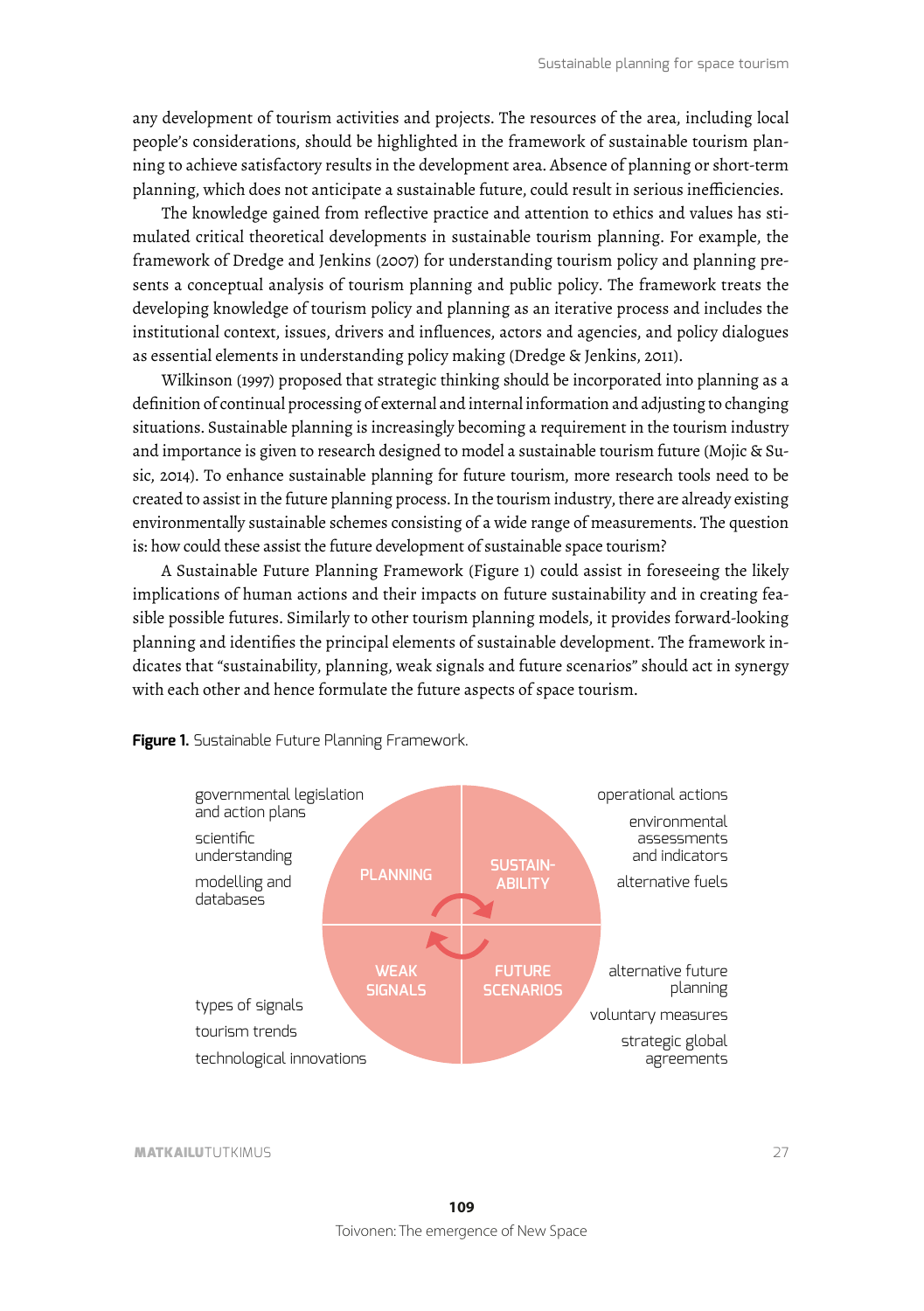any development of tourism activities and projects. The resources of the area, including local people's considerations, should be highlighted in the framework of sustainable tourism planning to achieve satisfactory results in the development area. Absence of planning or short-term planning, which does not anticipate a sustainable future, could result in serious inefficiencies.

The knowledge gained from reflective practice and attention to ethics and values has stimulated critical theoretical developments in sustainable tourism planning. For example, the framework of Dredge and Jenkins (2007) for understanding tourism policy and planning presents a conceptual analysis of tourism planning and public policy. The framework treats the developing knowledge of tourism policy and planning as an iterative process and includes the institutional context, issues, drivers and influences, actors and agencies, and policy dialogues as essential elements in understanding policy making (Dredge & Jenkins, 2011).

Wilkinson (1997) proposed that strategic thinking should be incorporated into planning as a definition of continual processing of external and internal information and adjusting to changing situations. Sustainable planning is increasingly becoming a requirement in the tourism industry and importance is given to research designed to model a sustainable tourism future (Mojic & Susic, 2014). To enhance sustainable planning for future tourism, more research tools need to be created to assist in the future planning process. In the tourism industry, there are already existing environmentally sustainable schemes consisting of a wide range of measurements. The question is: how could these assist the future development of sustainable space tourism?

A Sustainable Future Planning Framework (Figure 1) could assist in foreseeing the likely implications of human actions and their impacts on future sustainability and in creating feasible possible futures. Similarly to other tourism planning models, it provides forward-looking planning and identifies the principal elements of sustainable development. The framework indicates that "sustainability, planning, weak signals and future scenarios" should act in synergy with each other and hence formulate the future aspects of space tourism.

**Figure 1.** Sustainable Future Planning Framework.

PLANNING: governmental legislation and action plans; scientific understanding; modelling and databases

SUSTAINABILITY: operational actions; environmental assessments and indicators; alternative fuels

WEAK SIGNALS: types of signals; tourism trends; technological innovations

FUTURE SCENARIOS: alternative future planning; voluntary measures; strategic global agreements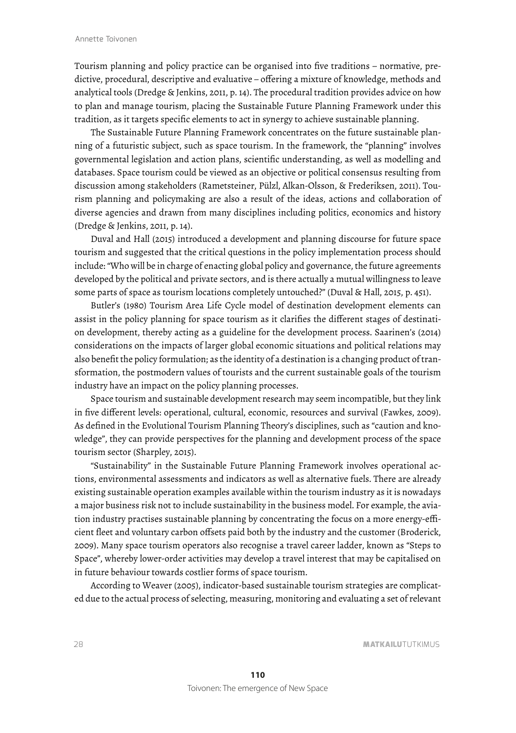Tourism planning and policy practice can be organised into five traditions – normative, predictive, procedural, descriptive and evaluative – offering a mixture of knowledge, methods and analytical tools (Dredge & Jenkins, 2011, p. 14). The procedural tradition provides advice on how to plan and manage tourism, placing the Sustainable Future Planning Framework under this tradition, as it targets specific elements to act in synergy to achieve sustainable planning.

The Sustainable Future Planning Framework concentrates on the future sustainable planning of a futuristic subject, such as space tourism. In the framework, the "planning" involves governmental legislation and action plans, scientific understanding, as well as modelling and databases. Space tourism could be viewed as an objective or political consensus resulting from discussion among stakeholders (Rametsteiner, Pülzl, Alkan-Olsson, & Frederiksen, 2011). Tourism planning and policymaking are also a result of the ideas, actions and collaboration of diverse agencies and drawn from many disciplines including politics, economics and history (Dredge & Jenkins, 2011, p. 14).

Duval and Hall (2015) introduced a development and planning discourse for future space tourism and suggested that the critical questions in the policy implementation process should include: "Who will be in charge of enacting global policy and governance, the future agreements developed by the political and private sectors, and is there actually a mutual willingness to leave some parts of space as tourism locations completely untouched?" (Duval & Hall, 2015, p. 451).

Butler's (1980) Tourism Area Life Cycle model of destination development elements can assist in the policy planning for space tourism as it clarifies the different stages of destination development, thereby acting as a guideline for the development process. Saarinen's (2014) considerations on the impacts of larger global economic situations and political relations may also benefit the policy formulation; as the identity of a destination is a changing product of transformation, the postmodern values of tourists and the current sustainable goals of the tourism industry have an impact on the policy planning processes.

Space tourism and sustainable development research may seem incompatible, but they link in five different levels: operational, cultural, economic, resources and survival (Fawkes, 2009). As defined in the Evolutional Tourism Planning Theory's disciplines, such as "caution and knowledge", they can provide perspectives for the planning and development process of the space tourism sector (Sharpley, 2015).

"Sustainability" in the Sustainable Future Planning Framework involves operational actions, environmental assessments and indicators as well as alternative fuels. There are already existing sustainable operation examples available within the tourism industry as it is nowadays a major business risk not to include sustainability in the business model. For example, the aviation industry practises sustainable planning by concentrating the focus on a more energy-efficient fleet and voluntary carbon offsets paid both by the industry and the customer (Broderick, 2009). Many space tourism operators also recognise a travel career ladder, known as "Steps to Space", whereby lower-order activities may develop a travel interest that may be capitalised on in future behaviour towards costlier forms of space tourism.

According to Weaver (2005), indicator-based sustainable tourism strategies are complicated due to the actual process of selecting, measuring, monitoring and evaluating a set of relevant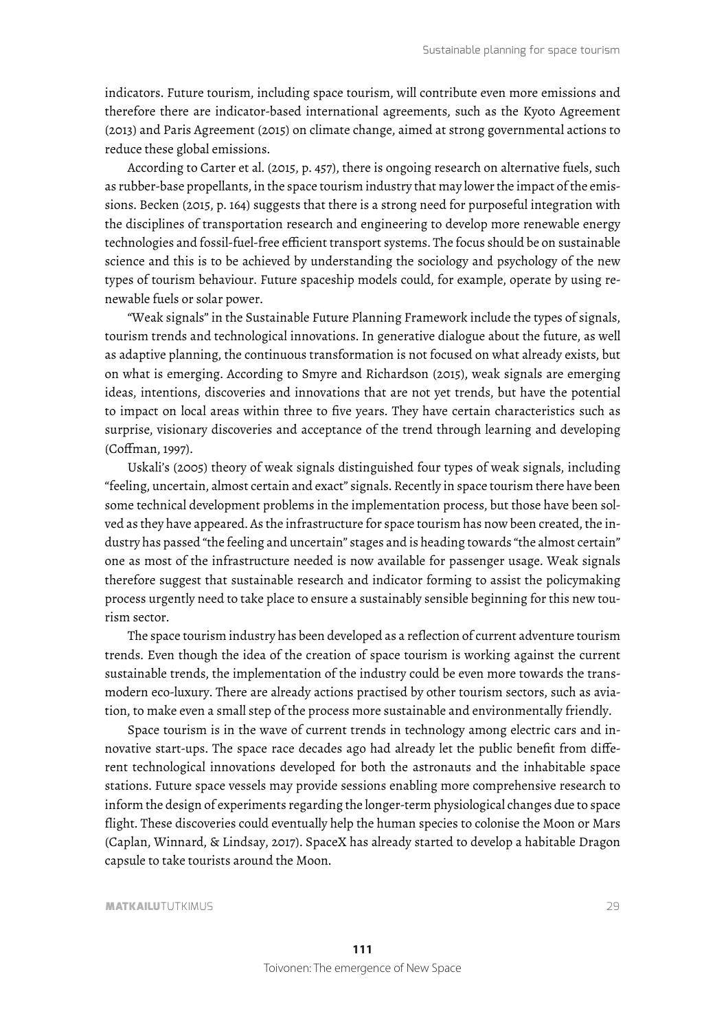indicators. Future tourism, including space tourism, will contribute even more emissions and therefore there are indicator-based international agreements, such as the Kyoto Agreement (2013) and Paris Agreement (2015) on climate change, aimed at strong governmental actions to reduce these global emissions.

According to Carter et al. (2015, p. 457), there is ongoing research on alternative fuels, such as rubber-base propellants, in the space tourism industry that may lower the impact of the emissions. Becken (2015, p. 164) suggests that there is a strong need for purposeful integration with the disciplines of transportation research and engineering to develop more renewable energy technologies and fossil-fuel-free efficient transport systems. The focus should be on sustainable science and this is to be achieved by understanding the sociology and psychology of the new types of tourism behaviour. Future spaceship models could, for example, operate by using renewable fuels or solar power.

"Weak signals" in the Sustainable Future Planning Framework include the types of signals, tourism trends and technological innovations. In generative dialogue about the future, as well as adaptive planning, the continuous transformation is not focused on what already exists, but on what is emerging. According to Smyre and Richardson (2015), weak signals are emerging ideas, intentions, discoveries and innovations that are not yet trends, but have the potential to impact on local areas within three to five years. They have certain characteristics such as surprise, visionary discoveries and acceptance of the trend through learning and developing (Coffman, 1997).

Uskali's (2005) theory of weak signals distinguished four types of weak signals, including "feeling, uncertain, almost certain and exact" signals. Recently in space tourism there have been some technical development problems in the implementation process, but those have been solved as they have appeared. As the infrastructure for space tourism has now been created, the industry has passed "the feeling and uncertain" stages and is heading towards "the almost certain" one as most of the infrastructure needed is now available for passenger usage. Weak signals therefore suggest that sustainable research and indicator forming to assist the policymaking process urgently need to take place to ensure a sustainably sensible beginning for this new tourism sector.

The space tourism industry has been developed as a reflection of current adventure tourism trends. Even though the idea of the creation of space tourism is working against the current sustainable trends, the implementation of the industry could be even more towards the transmodern eco-luxury. There are already actions practised by other tourism sectors, such as aviation, to make even a small step of the process more sustainable and environmentally friendly.

Space tourism is in the wave of current trends in technology among electric cars and innovative start-ups. The space race decades ago had already let the public benefit from different technological innovations developed for both the astronauts and the inhabitable space stations. Future space vessels may provide sessions enabling more comprehensive research to inform the design of experiments regarding the longer-term physiological changes due to space flight. These discoveries could eventually help the human species to colonise the Moon or Mars (Caplan, Winnard, & Lindsay, 2017). SpaceX has already started to develop a habitable Dragon capsule to take tourists around the Moon.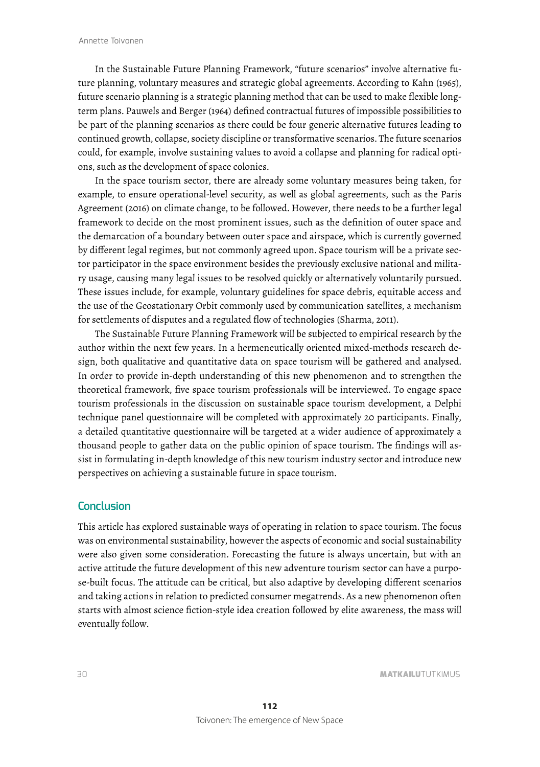In the Sustainable Future Planning Framework, "future scenarios" involve alternative future planning, voluntary measures and strategic global agreements. According to Kahn (1965), future scenario planning is a strategic planning method that can be used to make flexible long-term plans. Pauwels and Berger (1964) defined contractual futures of impossible possibilities to be part of the planning scenarios as there could be four generic alternative futures leading to continued growth, collapse, society discipline or transformative scenarios. The future scenarios could, for example, involve sustaining values to avoid a collapse and planning for radical options, such as the development of space colonies.

In the space tourism sector, there are already some voluntary measures being taken, for example, to ensure operational-level security, as well as global agreements, such as the Paris Agreement (2016) on climate change, to be followed. However, there needs to be a further legal framework to decide on the most prominent issues, such as the definition of outer space and the demarcation of a boundary between outer space and airspace, which is currently governed by different legal regimes, but not commonly agreed upon. Space tourism will be a private sector participator in the space environment besides the previously exclusive national and military usage, causing many legal issues to be resolved quickly or alternatively voluntarily pursued. These issues include, for example, voluntary guidelines for space debris, equitable access and the use of the Geostationary Orbit commonly used by communication satellites, a mechanism for settlements of disputes and a regulated flow of technologies (Sharma, 2011).

The Sustainable Future Planning Framework will be subjected to empirical research by the author within the next few years. In a hermeneutically oriented mixed-methods research design, both qualitative and quantitative data on space tourism will be gathered and analysed. In order to provide in-depth understanding of this new phenomenon and to strengthen the theoretical framework, five space tourism professionals will be interviewed. To engage space tourism professionals in the discussion on sustainable space tourism development, a Delphi technique panel questionnaire will be completed with approximately 20 participants. Finally, a detailed quantitative questionnaire will be targeted at a wider audience of approximately a thousand people to gather data on the public opinion of space tourism. The findings will assist in formulating in-depth knowledge of this new tourism industry sector and introduce new perspectives on achieving a sustainable future in space tourism.

## Conclusion

This article has explored sustainable ways of operating in relation to space tourism. The focus was on environmental sustainability, however the aspects of economic and social sustainability were also given some consideration. Forecasting the future is always uncertain, but with an active attitude the future development of this new adventure tourism sector can have a purpose-built focus. The attitude can be critical, but also adaptive by developing different scenarios and taking actions in relation to predicted consumer megatrends. As a new phenomenon often starts with almost science fiction-style idea creation followed by elite awareness, the mass will eventually follow.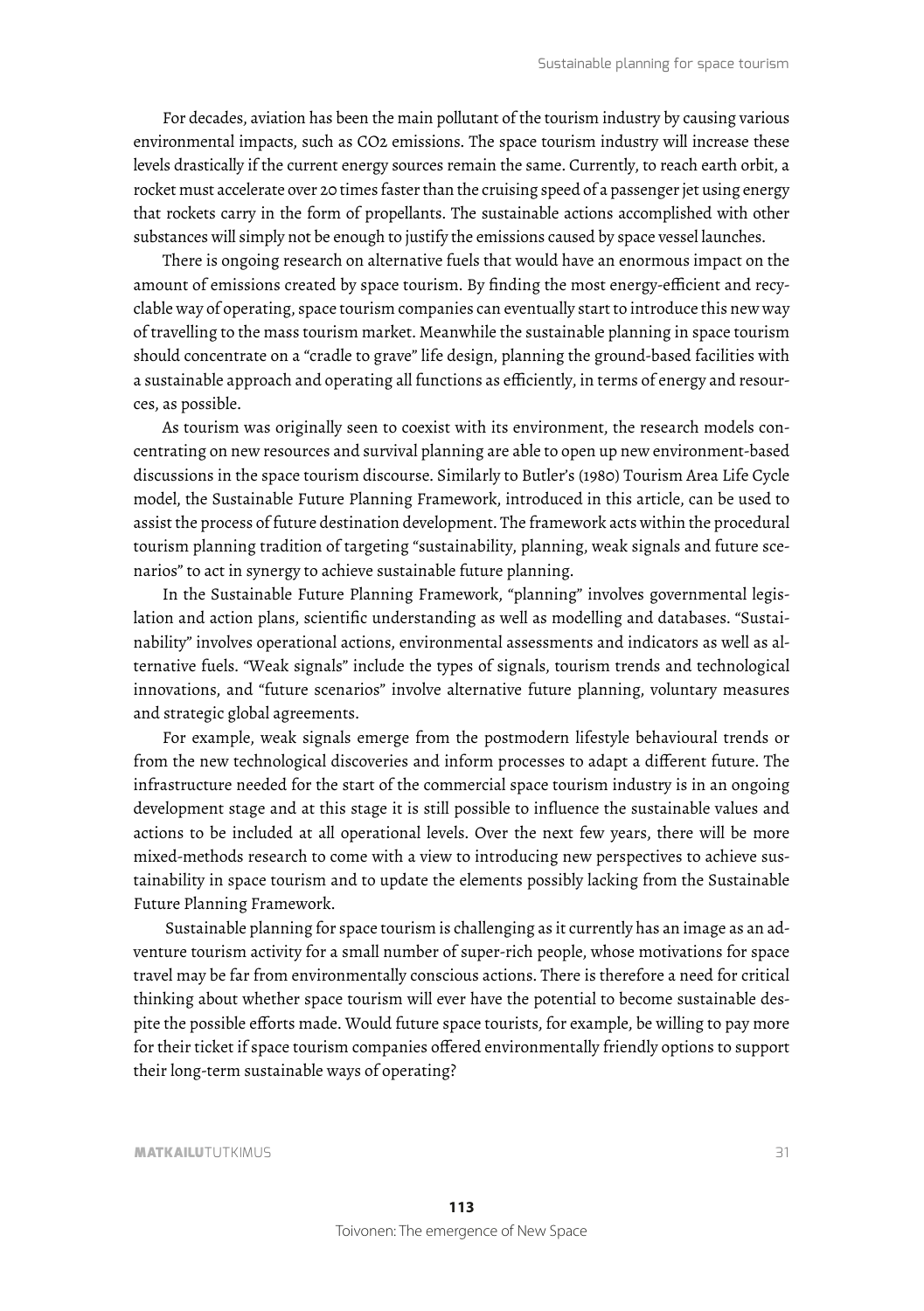For decades, aviation has been the main pollutant of the tourism industry by causing various environmental impacts, such as $CO_2$ emissions. The space tourism industry will increase these levels drastically if the current energy sources remain the same. Currently, to reach earth orbit, a rocket must accelerate over 20 times faster than the cruising speed of a passenger jet using energy that rockets carry in the form of propellants. The sustainable actions accomplished with other substances will simply not be enough to justify the emissions caused by space vessel launches.

There is ongoing research on alternative fuels that would have an enormous impact on the amount of emissions created by space tourism. By finding the most energy-efficient and recyclable way of operating, space tourism companies can eventually start to introduce this new way of travelling to the mass tourism market. Meanwhile the sustainable planning in space tourism should concentrate on a "cradle to grave" life design, planning the ground-based facilities with a sustainable approach and operating all functions as efficiently, in terms of energy and resources, as possible.

As tourism was originally seen to coexist with its environment, the research models concentrating on new resources and survival planning are able to open up new environment-based discussions in the space tourism discourse. Similarly to Butler's (1980) Tourism Area Life Cycle model, the Sustainable Future Planning Framework, introduced in this article, can be used to assist the process of future destination development. The framework acts within the procedural tourism planning tradition of targeting "sustainability, planning, weak signals and future scenarios" to act in synergy to achieve sustainable future planning.

In the Sustainable Future Planning Framework, "planning" involves governmental legislation and action plans, scientific understanding as well as modelling and databases. "Sustainability" involves operational actions, environmental assessments and indicators as well as alternative fuels. "Weak signals" include the types of signals, tourism trends and technological innovations, and "future scenarios" involve alternative future planning, voluntary measures and strategic global agreements.

For example, weak signals emerge from the postmodern lifestyle behavioural trends or from the new technological discoveries and inform processes to adapt a different future. The infrastructure needed for the start of the commercial space tourism industry is in an ongoing development stage and at this stage it is still possible to influence the sustainable values and actions to be included at all operational levels. Over the next few years, there will be more mixed-methods research to come with a view to introducing new perspectives to achieve sustainability in space tourism and to update the elements possibly lacking from the Sustainable Future Planning Framework.

Sustainable planning for space tourism is challenging as it currently has an image as an adventure tourism activity for a small number of super-rich people, whose motivations for space travel may be far from environmentally conscious actions. There is therefore a need for critical thinking about whether space tourism will ever have the potential to become sustainable despite the possible efforts made. Would future space tourists, for example, be willing to pay more for their ticket if space tourism companies offered environmentally friendly options to support their long-term sustainable ways of operating?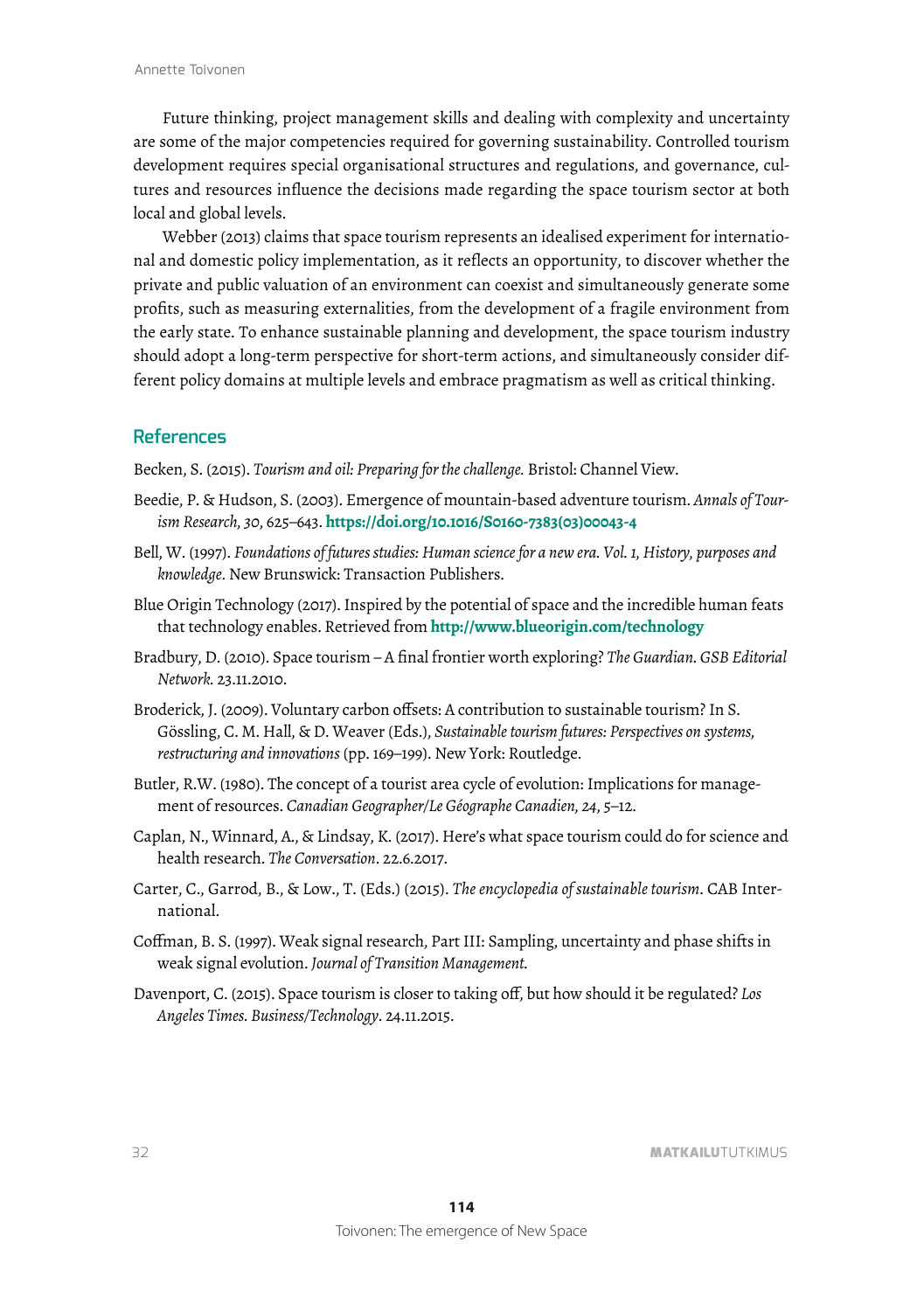Future thinking, project management skills and dealing with complexity and uncertainty are some of the major competencies required for governing sustainability. Controlled tourism development requires special organisational structures and regulations, and governance, cultures and resources influence the decisions made regarding the space tourism sector at both local and global levels.

Webber (2013) claims that space tourism represents an idealised experiment for international and domestic policy implementation, as it reflects an opportunity, to discover whether the private and public valuation of an environment can coexist and simultaneously generate some profits, such as measuring externalities, from the development of a fragile environment from the early state. To enhance sustainable planning and development, the space tourism industry should adopt a long-term perspective for short-term actions, and simultaneously consider different policy domains at multiple levels and embrace pragmatism as well as critical thinking.

## References

Becken, S. (2015). *Tourism and oil: Preparing for the challenge.* Bristol: Channel View.

Beedie, P. & Hudson, S. (2003). Emergence of mountain-based adventure tourism. *Annals of Tourism Research, 30*, 625–643. **https://doi.org/10.1016/S0160-7383(03)00043-4**

Bell, W. (1997). *Foundations of futures studies: Human science for a new era. Vol. 1, History, purposes and knowledge*. New Brunswick: Transaction Publishers.

Blue Origin Technology (2017). Inspired by the potential of space and the incredible human feats that technology enables. Retrieved from **http://www.blueorigin.com/technology**

Bradbury, D. (2010). Space tourism – A final frontier worth exploring? *The Guardian. GSB Editorial Network.* 23.11.2010.

Broderick, J. (2009). Voluntary carbon offsets: A contribution to sustainable tourism? In S. Gössling, C. M. Hall, & D. Weaver (Eds.), *Sustainable tourism futures: Perspectives on systems, restructuring and innovations* (pp. 169–199). New York: Routledge.

Butler, R.W. (1980). The concept of a tourist area cycle of evolution: Implications for management of resources. *Canadian Geographer/Le Géographe Canadien, 24*, 5–12.

Caplan, N., Winnard, A., & Lindsay, K. (2017). Here's what space tourism could do for science and health research. *The Conversation*. 22.6.2017.

Carter, C., Garrod, B., & Low., T. (Eds.) (2015). *The encyclopedia of sustainable tourism*. CAB International.

Coffman, B. S. (1997). Weak signal research, Part III: Sampling, uncertainty and phase shifts in weak signal evolution. *Journal of Transition Management.*

Davenport, C. (2015). Space tourism is closer to taking off, but how should it be regulated? *Los Angeles Times. Business/Technology*. 24.11.2015.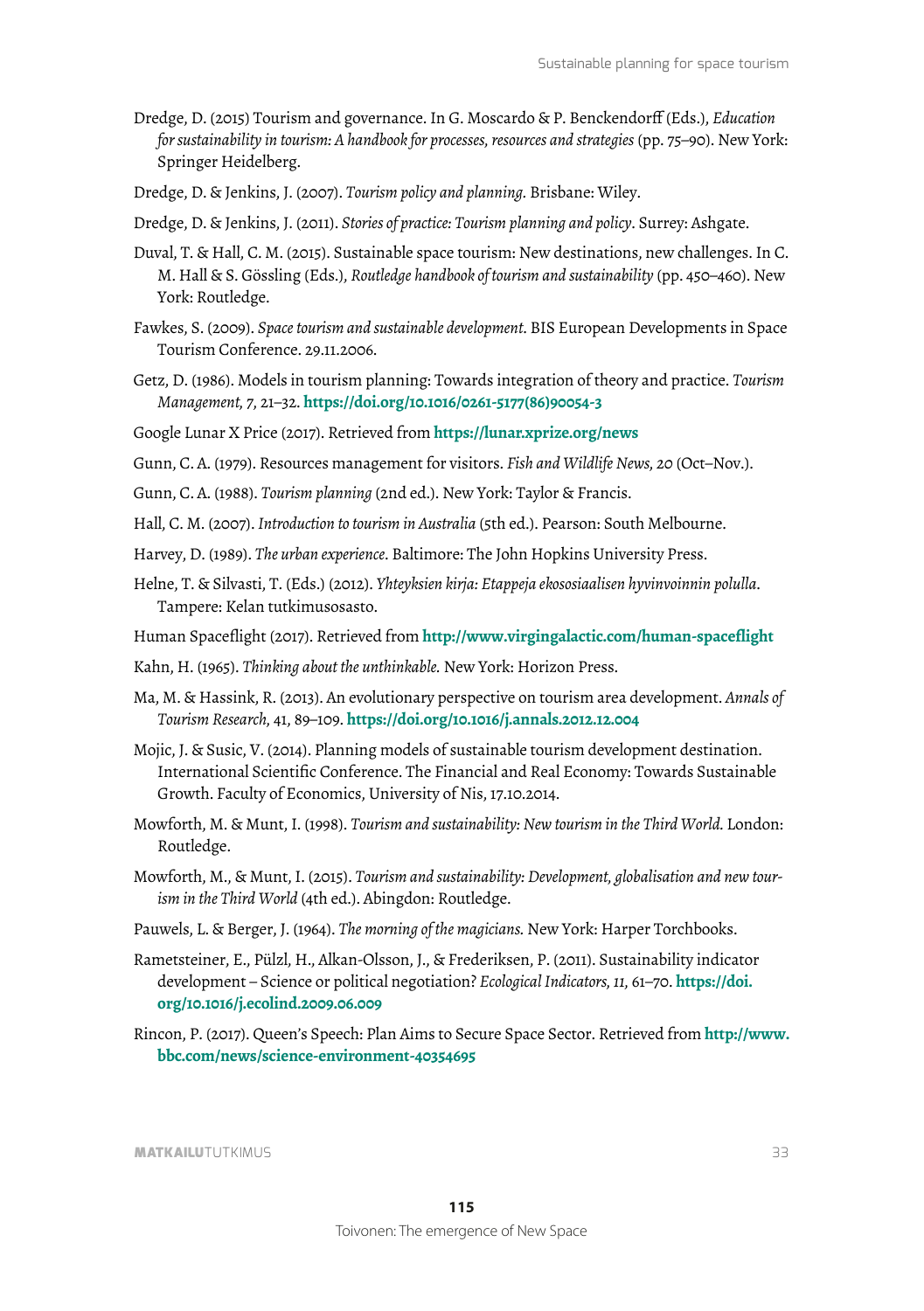Dredge, D. (2015) Tourism and governance. In G. Moscardo & P. Benckendorff (Eds.), *Education for sustainability in tourism: A handbook for processes, resources and strategies* (pp. 75–90). New York: Springer Heidelberg.

Dredge, D. & Jenkins, J. (2007). *Tourism policy and planning.* Brisbane: Wiley.

Dredge, D. & Jenkins, J. (2011). *Stories of practice: Tourism planning and policy*. Surrey: Ashgate.

Duval, T. & Hall, C. M. (2015). Sustainable space tourism: New destinations, new challenges. In C. M. Hall & S. Gössling (Eds.), *Routledge handbook of tourism and sustainability* (pp. 450–460). New York: Routledge.

Fawkes, S. (2009). *Space tourism and sustainable development*. BIS European Developments in Space Tourism Conference. 29.11.2006.

Getz, D. (1986). Models in tourism planning: Towards integration of theory and practice. *Tourism Management*, *7*, 21–32. **https://doi.org/10.1016/0261-5177(86)90054-3**

Google Lunar X Price (2017). Retrieved from **https://lunar.xprize.org/news**

Gunn, C. A. (1979). Resources management for visitors. *Fish and Wildlife News, 20* (Oct–Nov.).

Gunn, C. A. (1988). *Tourism planning* (2nd ed.). New York: Taylor & Francis.

Hall, C. M. (2007). *Introduction to tourism in Australia* (5th ed.). Pearson: South Melbourne.

Harvey, D. (1989). *The urban experience*. Baltimore: The John Hopkins University Press.

Helne, T. & Silvasti, T. (Eds.) (2012). *Yhteyksien kirja: Etappeja ekososiaalisen hyvinvoinnin polulla*. Tampere: Kelan tutkimusosasto.

Human Spaceflight (2017). Retrieved from **http://www.virgingalactic.com/human-spaceflight**

Kahn, H. (1965). *Thinking about the unthinkable.* New York: Horizon Press.

Ma, M. & Hassink, R. (2013). An evolutionary perspective on tourism area development. *Annals of Tourism Research*, 41, 89–109. **https://doi.org/10.1016/j.annals.2012.12.004**

Mojic, J. & Susic, V. (2014). Planning models of sustainable tourism development destination. International Scientific Conference. The Financial and Real Economy: Towards Sustainable Growth. Faculty of Economics, University of Nis, 17.10.2014.

Mowforth, M. & Munt, I. (1998). *Tourism and sustainability: New tourism in the Third World.* London: Routledge.

Mowforth, M., & Munt, I. (2015). *Tourism and sustainability: Development, globalisation and new tourism in the Third World* (4th ed.). Abingdon: Routledge.

Pauwels, L. & Berger, J. (1964). *The morning of the magicians.* New York: Harper Torchbooks.

Rametsteiner, E., Pülzl, H., Alkan-Olsson, J., & Frederiksen, P. (2011). Sustainability indicator development – Science or political negotiation? *Ecological Indicators, 11,* 61–70. **https://doi.org/10.1016/j.ecolind.2009.06.009**

Rincon, P. (2017). Queen's Speech: Plan Aims to Secure Space Sector. Retrieved from **http://www.bbc.com/news/science-environment-40354695**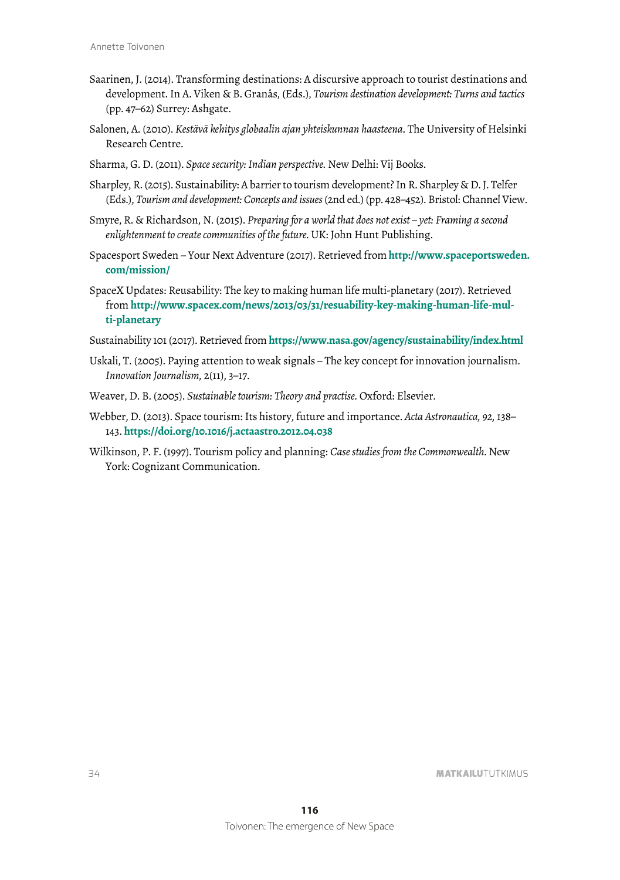Saarinen, J. (2014). Transforming destinations: A discursive approach to tourist destinations and development. In A. Viken & B. Granås, (Eds.), *Tourism destination development: Turns and tactics* (pp. 47–62) Surrey: Ashgate.

Salonen, A. (2010). *Kestävä kehitys globaalin ajan yhteiskunnan haasteena*. The University of Helsinki Research Centre.

Sharma, G. D. (2011). *Space security: Indian perspective.* New Delhi: Vij Books.

Sharpley, R. (2015). Sustainability: A barrier to tourism development? In R. Sharpley & D. J. Telfer (Eds.), *Tourism and development: Concepts and issues* (2nd ed.) (pp. 428–452). Bristol: Channel View.

Smyre, R. & Richardson, N. (2015). *Preparing for a world that does not exist – yet: Framing a second enlightenment to create communities of the future.* UK: John Hunt Publishing.

Spacesport Sweden – Your Next Adventure (2017). Retrieved from **http://www.spaceportsweden.com/mission/**

SpaceX Updates: Reusability: The key to making human life multi-planetary (2017). Retrieved from **http://www.spacex.com/news/2013/03/31/resuability-key-making-human-life-multi-planetary**

Sustainability 101 (2017). Retrieved from **https://www.nasa.gov/agency/sustainability/index.html**

Uskali, T. (2005). Paying attention to weak signals – The key concept for innovation journalism. *Innovation Journalism*, 2(11), 3–17.

Weaver, D. B. (2005). *Sustainable tourism: Theory and practise.* Oxford: Elsevier.

Webber, D. (2013). Space tourism: Its history, future and importance. *Acta Astronautica, 92*, 138–143. **https://doi.org/10.1016/j.actaastro.2012.04.038**

Wilkinson, P. F. (1997). Tourism policy and planning: *Case studies from the Commonwealth.* New York: Cognizant Communication.